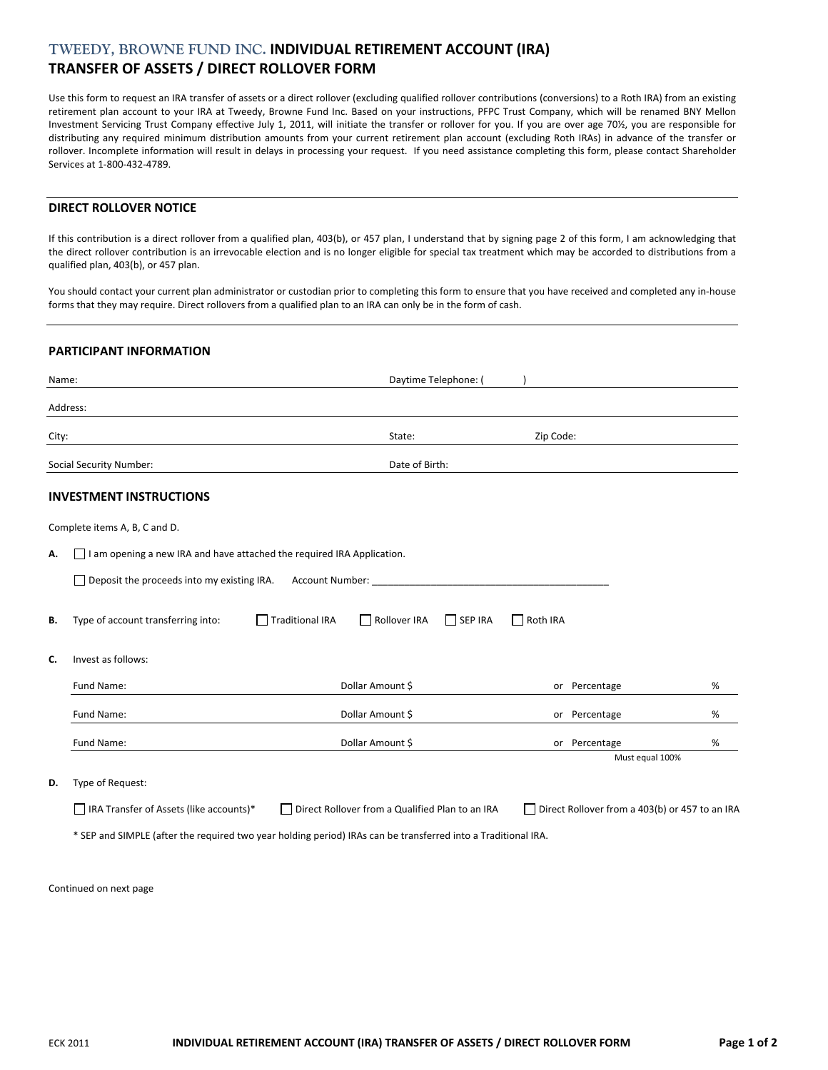# TWEEDY, BROWNE FUND INC. INDIVIDUAL RETIREMENT ACCOUNT (IRA) TRANSFER OF ASSETS / DIRECT ROLLOVER FORM

Use this form to request an IRA transfer of assets or a direct rollover (excluding qualified rollover contributions (conversions) to a Roth IRA) from an existing retirement plan account to your IRA at Tweedy, Browne Fund Inc. Based on your instructions, PFPC Trust Company, which will be renamed BNY Mellon Investment Servicing Trust Company effective July 1, 2011, will initiate the transfer or rollover for you. If you are over age 70½, you are responsible for distributing any required minimum distribution amounts from your current retirement plan account (excluding Roth IRAs) in advance of the transfer or rollover. Incomplete information will result in delays in processing your request. If you need assistance completing this form, please contact Shareholder Services at 1-800-432-4789.

## DIRECT ROLLOVER NOTICE

If this contribution is a direct rollover from a qualified plan, 403(b), or 457 plan, I understand that by signing page 2 of this form, I am acknowledging that the direct rollover contribution is an irrevocable election and is no longer eligible for special tax treatment which may be accorded to distributions from a qualified plan, 403(b), or 457 plan.

You should contact your current plan administrator or custodian prior to completing this form to ensure that you have received and completed any in-house forms that they may require. Direct rollovers from a qualified plan to an IRA can only be in the form of cash.

## PARTICIPANT INFORMATION

Name: ______________________ Daytime Telephone: (     ) ______________________

Address: ______________________

City: ______________________ State: __________ Zip Code: __________

Social Security Number: ______________________ Date of Birth: ______________________

## INVESTMENT INSTRUCTIONS

Complete items A, B, C and D.

**A.** ☐ I am opening a new IRA and have attached the required IRA Application.

☐ Deposit the proceeds into my existing IRA. Account Number: ____________________________________________

**B.** Type of account transferring into: ☐ Traditional IRA ☐ Rollover IRA ☐ SEP IRA ☐ Roth IRA

**C.** Invest as follows:

Fund Name: ______________________ Dollar Amount $ __________ or Percentage ______ %

Fund Name: ______________________ Dollar Amount $ __________ or Percentage ______ %

Fund Name: ______________________ Dollar Amount $ __________ or Percentage ______ %

Must equal 100%

**D.** Type of Request:

☐ IRA Transfer of Assets (like accounts)* ☐ Direct Rollover from a Qualified Plan to an IRA ☐ Direct Rollover from a 403(b) or 457 to an IRA

\* SEP and SIMPLE (after the required two year holding period) IRAs can be transferred into a Traditional IRA.

Continued on next page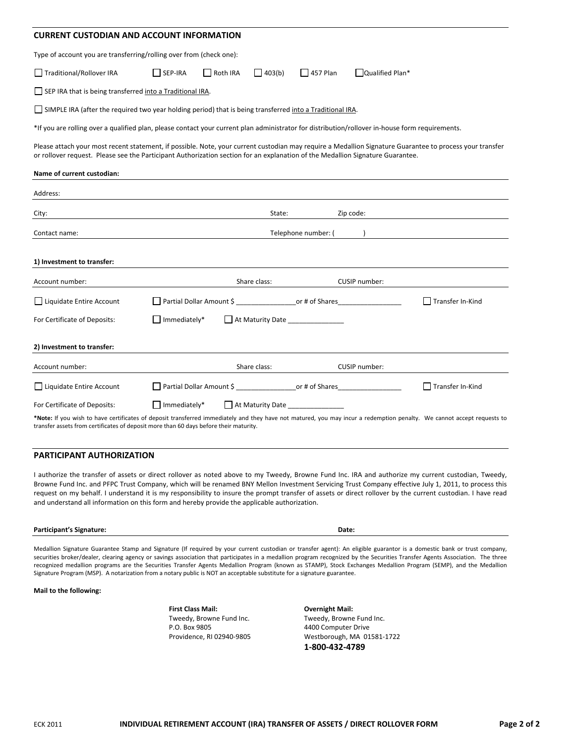## CURRENT CUSTODIAN AND ACCOUNT INFORMATION

Type of account you are transferring/rolling over from (check one):

☐ Traditional/Rollover IRA ☐ SEP-IRA ☐ Roth IRA ☐ 403(b) ☐ 457 Plan ☐ Qualified Plan*

☐ SEP IRA that is being transferred into a Traditional IRA.

☐ SIMPLE IRA (after the required two year holding period) that is being transferred into a Traditional IRA.

*If you are rolling over a qualified plan, please contact your current plan administrator for distribution/rollover in-house form requirements.

Please attach your most recent statement, if possible. Note, your current custodian may require a Medallion Signature Guarantee to process your transfer or rollover request. Please see the Participant Authorization section for an explanation of the Medallion Signature Guarantee.

**Name of current custodian:**

Address:

City: State: Zip code:

Contact name: Telephone number: (      )

**1) Investment to transfer:**

Account number: Share class: CUSIP number:

☐ Liquidate Entire Account ☐ Partial Dollar Amount $ ________________ or # of Shares_________________ ☐ Transfer In-Kind

For Certificate of Deposits: ☐ Immediately* ☐ At Maturity Date _______________

**2) Investment to transfer:**

Account number: Share class: CUSIP number:

☐ Liquidate Entire Account ☐ Partial Dollar Amount $ ________________ or # of Shares_________________ ☐ Transfer In-Kind

For Certificate of Deposits: ☐ Immediately* ☐ At Maturity Date _______________

***Note:** If you wish to have certificates of deposit transferred immediately and they have not matured, you may incur a redemption penalty. We cannot accept requests to transfer assets from certificates of deposit more than 60 days before their maturity.

## PARTICIPANT AUTHORIZATION

I authorize the transfer of assets or direct rollover as noted above to my Tweedy, Browne Fund Inc. IRA and authorize my current custodian, Tweedy, Browne Fund Inc. and PFPC Trust Company, which will be renamed BNY Mellon Investment Servicing Trust Company effective July 1, 2011, to process this request on my behalf. I understand it is my responsibility to insure the prompt transfer of assets or direct rollover by the current custodian. I have read and understand all information on this form and hereby provide the applicable authorization.

**Participant's Signature:** **Date:**

Medallion Signature Guarantee Stamp and Signature (If required by your current custodian or transfer agent): An eligible guarantor is a domestic bank or trust company, securities broker/dealer, clearing agency or savings association that participates in a medallion program recognized by the Securities Transfer Agents Association. The three recognized medallion programs are the Securities Transfer Agents Medallion Program (known as STAMP), Stock Exchanges Medallion Program (SEMP), and the Medallion Signature Program (MSP). A notarization from a notary public is NOT an acceptable substitute for a signature guarantee.

**Mail to the following:**

**First Class Mail:**
Tweedy, Browne Fund Inc.
P.O. Box 9805
Providence, RI 02940-9805

**Overnight Mail:**
Tweedy, Browne Fund Inc.
4400 Computer Drive
Westborough, MA 01581-1722

**1-800-432-4789**

ECK 2011 **INDIVIDUAL RETIREMENT ACCOUNT (IRA) TRANSFER OF ASSETS / DIRECT ROLLOVER FORM**